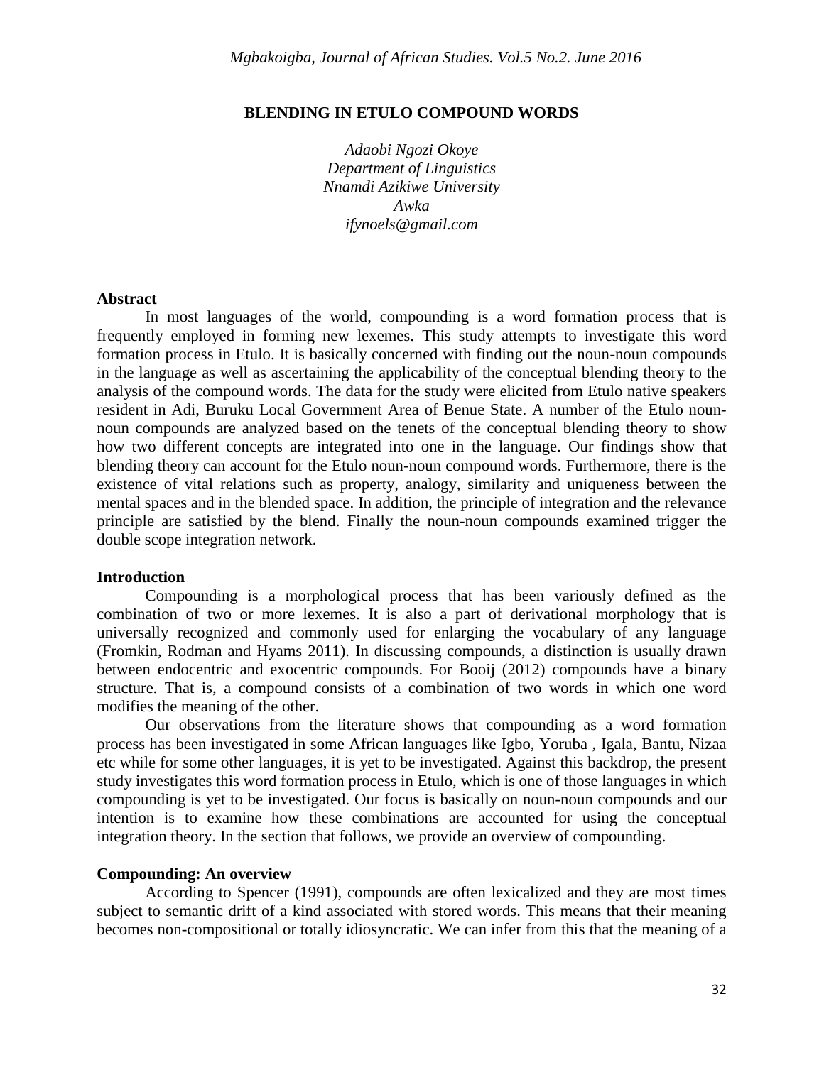# BLENDING IN ETULO COMPOUND WORDS

*Adaobi Ngozi Okoye*
*Department of Linguistics*
*Nnamdi Azikiwe University*
*Awka*
*ifynoels@gmail.com*

## Abstract

In most languages of the world, compounding is a word formation process that is frequently employed in forming new lexemes. This study attempts to investigate this word formation process in Etulo. It is basically concerned with finding out the noun-noun compounds in the language as well as ascertaining the applicability of the conceptual blending theory to the analysis of the compound words. The data for the study were elicited from Etulo native speakers resident in Adi, Buruku Local Government Area of Benue State. A number of the Etulo noun-noun compounds are analyzed based on the tenets of the conceptual blending theory to show how two different concepts are integrated into one in the language. Our findings show that blending theory can account for the Etulo noun-noun compound words. Furthermore, there is the existence of vital relations such as property, analogy, similarity and uniqueness between the mental spaces and in the blended space. In addition, the principle of integration and the relevance principle are satisfied by the blend. Finally the noun-noun compounds examined trigger the double scope integration network.

## Introduction

Compounding is a morphological process that has been variously defined as the combination of two or more lexemes. It is also a part of derivational morphology that is universally recognized and commonly used for enlarging the vocabulary of any language (Fromkin, Rodman and Hyams 2011). In discussing compounds, a distinction is usually drawn between endocentric and exocentric compounds. For Booij (2012) compounds have a binary structure. That is, a compound consists of a combination of two words in which one word modifies the meaning of the other.

Our observations from the literature shows that compounding as a word formation process has been investigated in some African languages like Igbo, Yoruba , Igala, Bantu, Nizaa etc while for some other languages, it is yet to be investigated. Against this backdrop, the present study investigates this word formation process in Etulo, which is one of those languages in which compounding is yet to be investigated. Our focus is basically on noun-noun compounds and our intention is to examine how these combinations are accounted for using the conceptual integration theory. In the section that follows, we provide an overview of compounding.

## Compounding: An overview

According to Spencer (1991), compounds are often lexicalized and they are most times subject to semantic drift of a kind associated with stored words. This means that their meaning becomes non-compositional or totally idiosyncratic. We can infer from this that the meaning of a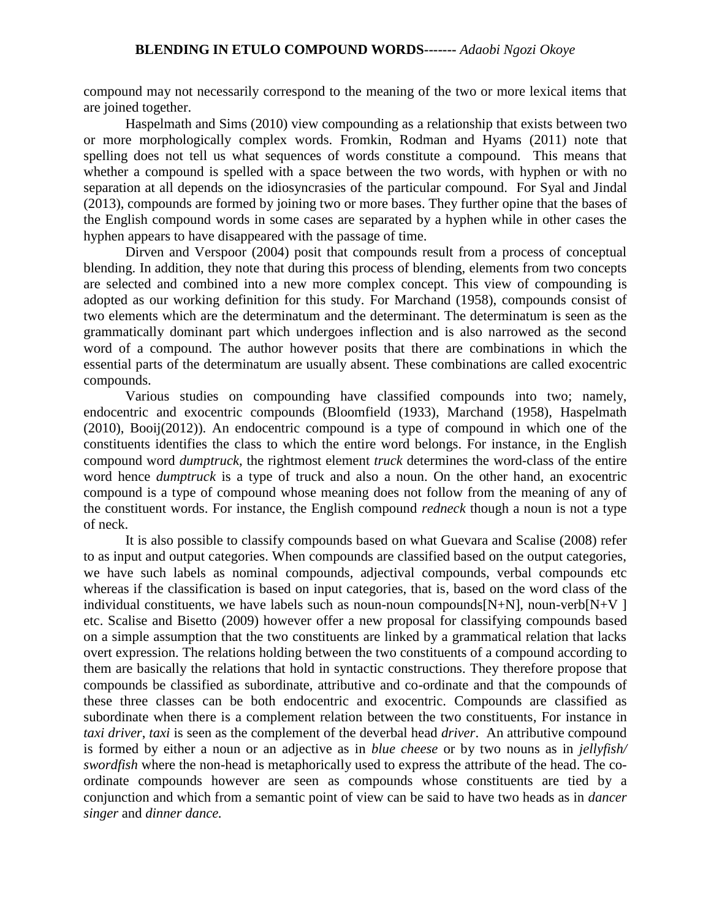compound may not necessarily correspond to the meaning of the two or more lexical items that are joined together.

Haspelmath and Sims (2010) view compounding as a relationship that exists between two or more morphologically complex words. Fromkin, Rodman and Hyams (2011) note that spelling does not tell us what sequences of words constitute a compound. This means that whether a compound is spelled with a space between the two words, with hyphen or with no separation at all depends on the idiosyncrasies of the particular compound. For Syal and Jindal (2013), compounds are formed by joining two or more bases. They further opine that the bases of the English compound words in some cases are separated by a hyphen while in other cases the hyphen appears to have disappeared with the passage of time.

Dirven and Verspoor (2004) posit that compounds result from a process of conceptual blending. In addition, they note that during this process of blending, elements from two concepts are selected and combined into a new more complex concept. This view of compounding is adopted as our working definition for this study. For Marchand (1958), compounds consist of two elements which are the determinatum and the determinant. The determinatum is seen as the grammatically dominant part which undergoes inflection and is also narrowed as the second word of a compound. The author however posits that there are combinations in which the essential parts of the determinatum are usually absent. These combinations are called exocentric compounds.

Various studies on compounding have classified compounds into two; namely, endocentric and exocentric compounds (Bloomfield (1933), Marchand (1958), Haspelmath (2010), Booij(2012)). An endocentric compound is a type of compound in which one of the constituents identifies the class to which the entire word belongs. For instance, in the English compound word *dumptruck*, the rightmost element *truck* determines the word-class of the entire word hence *dumptruck* is a type of truck and also a noun. On the other hand, an exocentric compound is a type of compound whose meaning does not follow from the meaning of any of the constituent words. For instance, the English compound *redneck* though a noun is not a type of neck.

It is also possible to classify compounds based on what Guevara and Scalise (2008) refer to as input and output categories. When compounds are classified based on the output categories, we have such labels as nominal compounds, adjectival compounds, verbal compounds etc whereas if the classification is based on input categories, that is, based on the word class of the individual constituents, we have labels such as noun-noun compounds[N+N], noun-verb[N+V ] etc. Scalise and Bisetto (2009) however offer a new proposal for classifying compounds based on a simple assumption that the two constituents are linked by a grammatical relation that lacks overt expression. The relations holding between the two constituents of a compound according to them are basically the relations that hold in syntactic constructions. They therefore propose that compounds be classified as subordinate, attributive and co-ordinate and that the compounds of these three classes can be both endocentric and exocentric. Compounds are classified as subordinate when there is a complement relation between the two constituents, For instance in *taxi driver*, *taxi* is seen as the complement of the deverbal head *driver*. An attributive compound is formed by either a noun or an adjective as in *blue cheese* or by two nouns as in *jellyfish/ swordfish* where the non-head is metaphorically used to express the attribute of the head. The co-ordinate compounds however are seen as compounds whose constituents are tied by a conjunction and which from a semantic point of view can be said to have two heads as in *dancer singer* and *dinner dance.*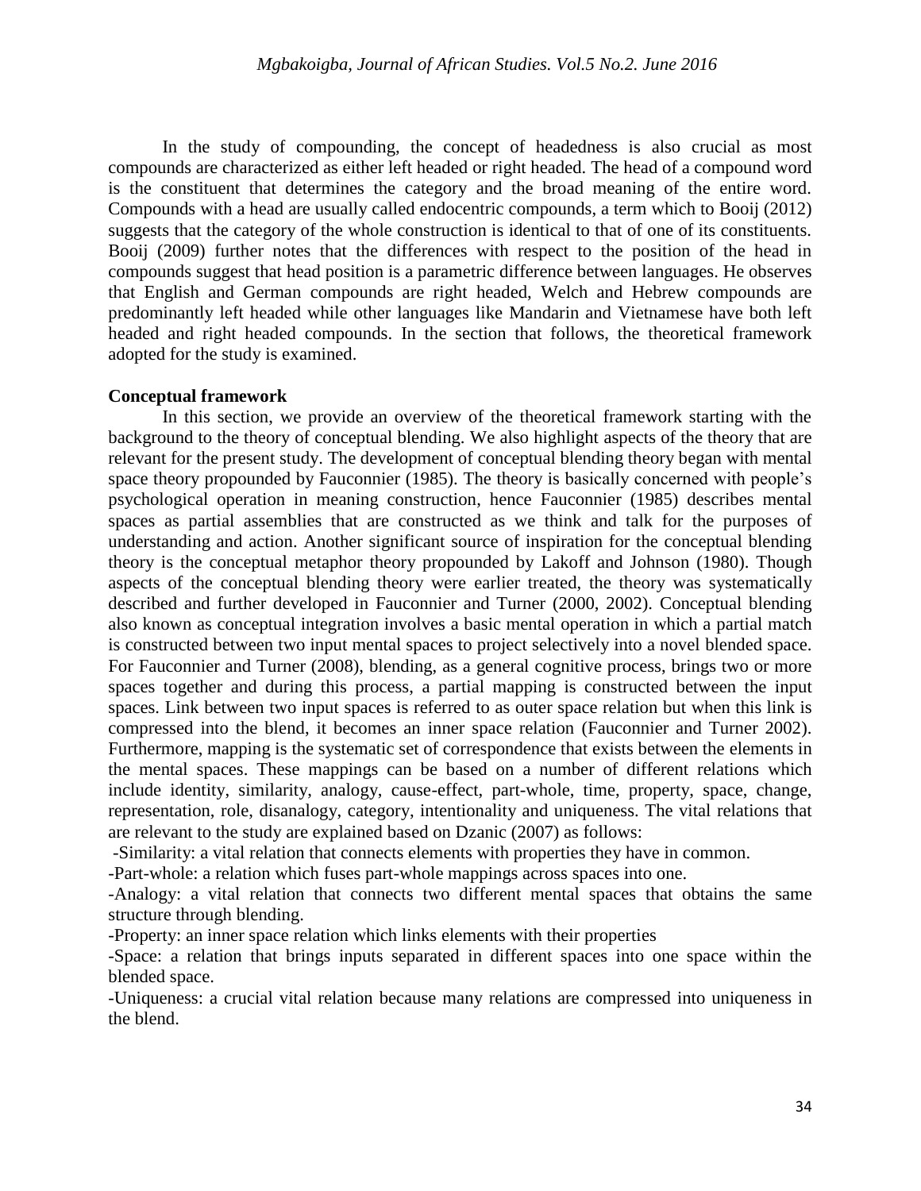In the study of compounding, the concept of headedness is also crucial as most compounds are characterized as either left headed or right headed. The head of a compound word is the constituent that determines the category and the broad meaning of the entire word. Compounds with a head are usually called endocentric compounds, a term which to Booij (2012) suggests that the category of the whole construction is identical to that of one of its constituents. Booij (2009) further notes that the differences with respect to the position of the head in compounds suggest that head position is a parametric difference between languages. He observes that English and German compounds are right headed, Welch and Hebrew compounds are predominantly left headed while other languages like Mandarin and Vietnamese have both left headed and right headed compounds. In the section that follows, the theoretical framework adopted for the study is examined.

**Conceptual framework**

In this section, we provide an overview of the theoretical framework starting with the background to the theory of conceptual blending. We also highlight aspects of the theory that are relevant for the present study. The development of conceptual blending theory began with mental space theory propounded by Fauconnier (1985). The theory is basically concerned with people's psychological operation in meaning construction, hence Fauconnier (1985) describes mental spaces as partial assemblies that are constructed as we think and talk for the purposes of understanding and action. Another significant source of inspiration for the conceptual blending theory is the conceptual metaphor theory propounded by Lakoff and Johnson (1980). Though aspects of the conceptual blending theory were earlier treated, the theory was systematically described and further developed in Fauconnier and Turner (2000, 2002). Conceptual blending also known as conceptual integration involves a basic mental operation in which a partial match is constructed between two input mental spaces to project selectively into a novel blended space. For Fauconnier and Turner (2008), blending, as a general cognitive process, brings two or more spaces together and during this process, a partial mapping is constructed between the input spaces. Link between two input spaces is referred to as outer space relation but when this link is compressed into the blend, it becomes an inner space relation (Fauconnier and Turner 2002). Furthermore, mapping is the systematic set of correspondence that exists between the elements in the mental spaces. These mappings can be based on a number of different relations which include identity, similarity, analogy, cause-effect, part-whole, time, property, space, change, representation, role, disanalogy, category, intentionality and uniqueness. The vital relations that are relevant to the study are explained based on Dzanic (2007) as follows:

-Similarity: a vital relation that connects elements with properties they have in common.

-Part-whole: a relation which fuses part-whole mappings across spaces into one.

-Analogy: a vital relation that connects two different mental spaces that obtains the same structure through blending.

-Property: an inner space relation which links elements with their properties

-Space: a relation that brings inputs separated in different spaces into one space within the blended space.

-Uniqueness: a crucial vital relation because many relations are compressed into uniqueness in the blend.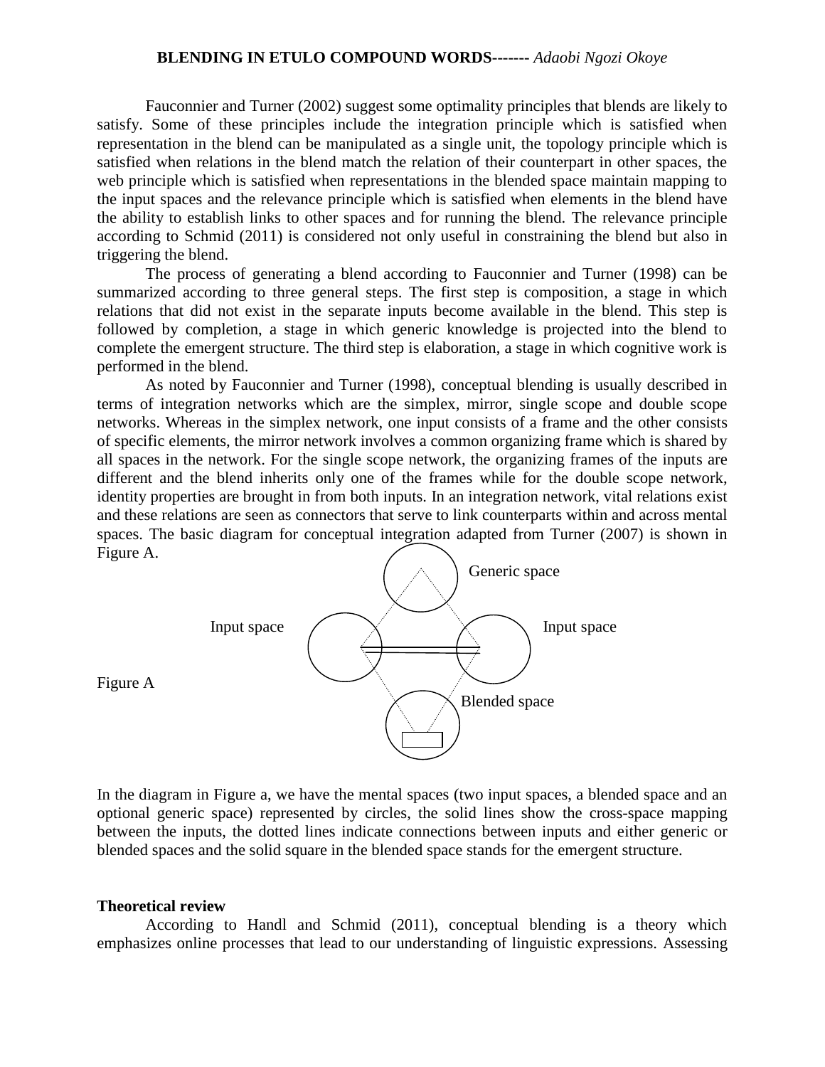Fauconnier and Turner (2002) suggest some optimality principles that blends are likely to satisfy. Some of these principles include the integration principle which is satisfied when representation in the blend can be manipulated as a single unit, the topology principle which is satisfied when relations in the blend match the relation of their counterpart in other spaces, the web principle which is satisfied when representations in the blended space maintain mapping to the input spaces and the relevance principle which is satisfied when elements in the blend have the ability to establish links to other spaces and for running the blend. The relevance principle according to Schmid (2011) is considered not only useful in constraining the blend but also in triggering the blend.

The process of generating a blend according to Fauconnier and Turner (1998) can be summarized according to three general steps. The first step is composition, a stage in which relations that did not exist in the separate inputs become available in the blend. This step is followed by completion, a stage in which generic knowledge is projected into the blend to complete the emergent structure. The third step is elaboration, a stage in which cognitive work is performed in the blend.

As noted by Fauconnier and Turner (1998), conceptual blending is usually described in terms of integration networks which are the simplex, mirror, single scope and double scope networks. Whereas in the simplex network, one input consists of a frame and the other consists of specific elements, the mirror network involves a common organizing frame which is shared by all spaces in the network. For the single scope network, the organizing frames of the inputs are different and the blend inherits only one of the frames while for the double scope network, identity properties are brought in from both inputs. In an integration network, vital relations exist and these relations are seen as connectors that serve to link counterparts within and across mental spaces. The basic diagram for conceptual integration adapted from Turner (2007) is shown in Figure A.

Generic space

Input space　　　Input space

Blended space

Figure A

In the diagram in Figure a, we have the mental spaces (two input spaces, a blended space and an optional generic space) represented by circles, the solid lines show the cross-space mapping between the inputs, the dotted lines indicate connections between inputs and either generic or blended spaces and the solid square in the blended space stands for the emergent structure.

## Theoretical review

According to Handl and Schmid (2011), conceptual blending is a theory which emphasizes online processes that lead to our understanding of linguistic expressions. Assessing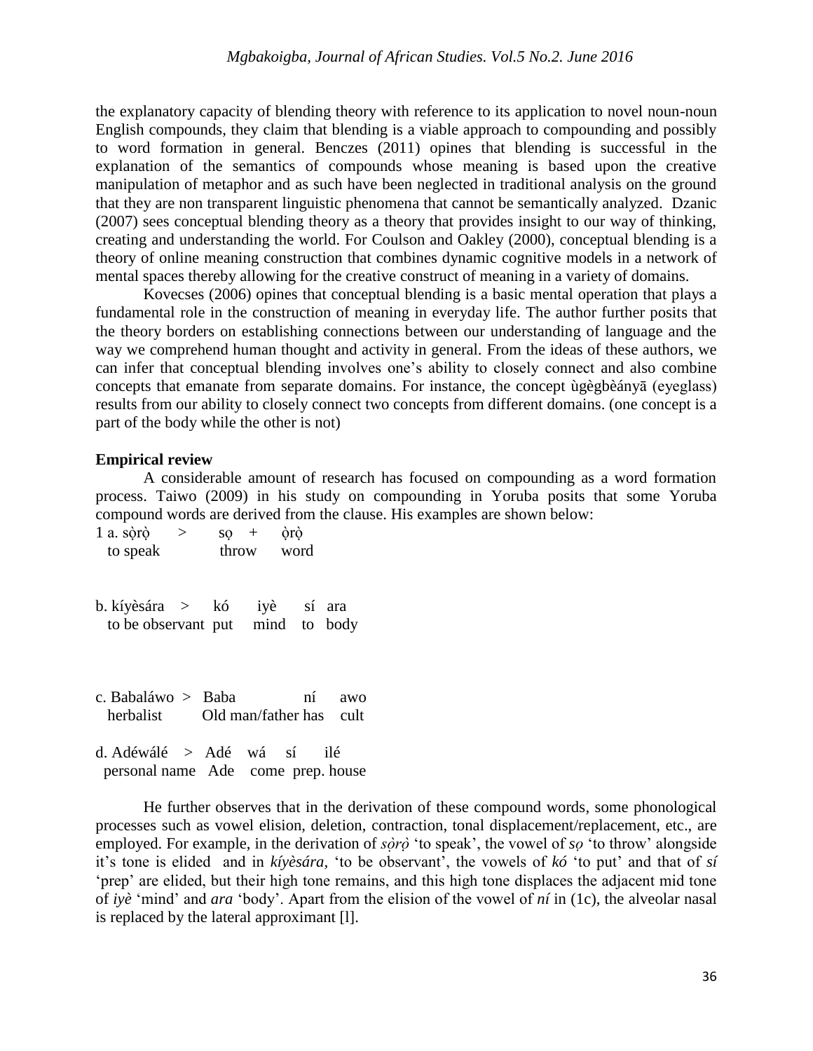the explanatory capacity of blending theory with reference to its application to novel noun-noun English compounds, they claim that blending is a viable approach to compounding and possibly to word formation in general. Benczes (2011) opines that blending is successful in the explanation of the semantics of compounds whose meaning is based upon the creative manipulation of metaphor and as such have been neglected in traditional analysis on the ground that they are non transparent linguistic phenomena that cannot be semantically analyzed. Dzanic (2007) sees conceptual blending theory as a theory that provides insight to our way of thinking, creating and understanding the world. For Coulson and Oakley (2000), conceptual blending is a theory of online meaning construction that combines dynamic cognitive models in a network of mental spaces thereby allowing for the creative construct of meaning in a variety of domains.

Kovecses (2006) opines that conceptual blending is a basic mental operation that plays a fundamental role in the construction of meaning in everyday life. The author further posits that the theory borders on establishing connections between our understanding of language and the way we comprehend human thought and activity in general. From the ideas of these authors, we can infer that conceptual blending involves one's ability to closely connect and also combine concepts that emanate from separate domains. For instance, the concept ùgègbèányā (eyeglass) results from our ability to closely connect two concepts from different domains. (one concept is a part of the body while the other is not)

**Empirical review**

A considerable amount of research has focused on compounding as a word formation process. Taiwo (2009) in his study on compounding in Yoruba posits that some Yoruba compound words are derived from the clause. His examples are shown below:

1 a. sọ̀rọ̀ > sọ + ọ̀rọ̀
 to speak throw word

b. kíyèsára > kó iyè sí ara
 to be observant put mind to body

c. Babaláwo > Baba ní awo
 herbalist Old man/father has cult

d. Adéwálé > Adé wá sí ilé
 personal name Ade come prep. house

He further observes that in the derivation of these compound words, some phonological processes such as vowel elision, deletion, contraction, tonal displacement/replacement, etc., are employed. For example, in the derivation of *sọ̀rọ̀* 'to speak', the vowel of *sọ* 'to throw' alongside it's tone is elided and in *kíyèsára*, 'to be observant', the vowels of *kó* 'to put' and that of *sí* 'prep' are elided, but their high tone remains, and this high tone displaces the adjacent mid tone of *iyè* 'mind' and *ara* 'body'. Apart from the elision of the vowel of *ní* in (1c), the alveolar nasal is replaced by the lateral approximant [l].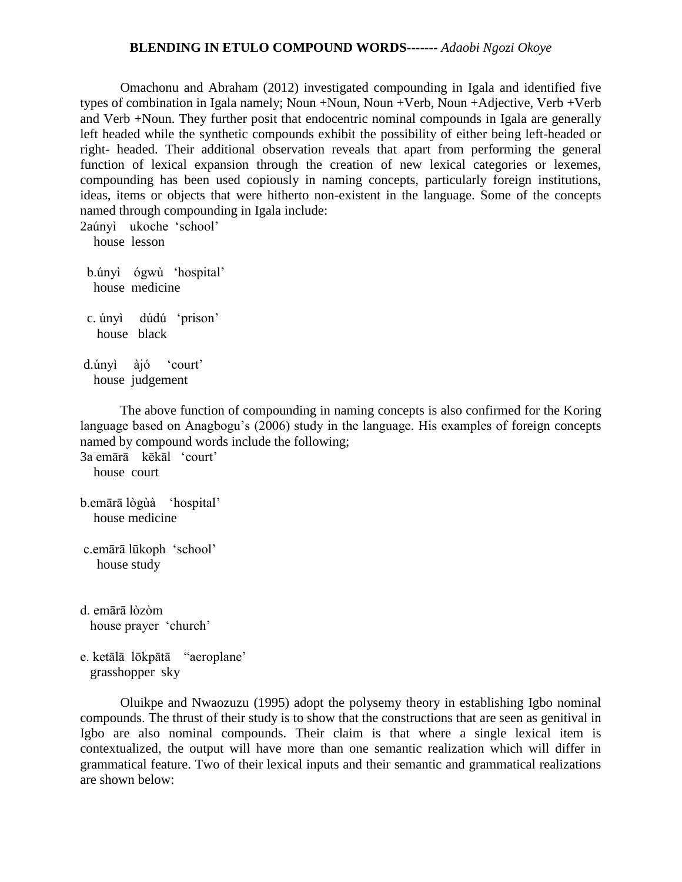Omachonu and Abraham (2012) investigated compounding in Igala and identified five types of combination in Igala namely; Noun +Noun, Noun +Verb, Noun +Adjective, Verb +Verb and Verb +Noun. They further posit that endocentric nominal compounds in Igala are generally left headed while the synthetic compounds exhibit the possibility of either being left-headed or right- headed. Their additional observation reveals that apart from performing the general function of lexical expansion through the creation of new lexical categories or lexemes, compounding has been used copiously in naming concepts, particularly foreign institutions, ideas, items or objects that were hitherto non-existent in the language. Some of the concepts named through compounding in Igala include:

2a. únyì ukoche 'school'
house lesson

b. únyì ógwù 'hospital'
house medicine

c. únyì dúdú 'prison'
house black

d. únyì àjó 'court'
house judgement

The above function of compounding in naming concepts is also confirmed for the Koring language based on Anagbogu's (2006) study in the language. His examples of foreign concepts named by compound words include the following;

3a emārā kēkāl 'court'
house court

b. emārā lògùà 'hospital'
house medicine

c. emārā lūkoph 'school'
house study

d. emārā lòzòm
house prayer 'church'

e. ketālā lōkpātā "aeroplane'
grasshopper sky

Oluikpe and Nwaozuzu (1995) adopt the polysemy theory in establishing Igbo nominal compounds. The thrust of their study is to show that the constructions that are seen as genitival in Igbo are also nominal compounds. Their claim is that where a single lexical item is contextualized, the output will have more than one semantic realization which will differ in grammatical feature. Two of their lexical inputs and their semantic and grammatical realizations are shown below: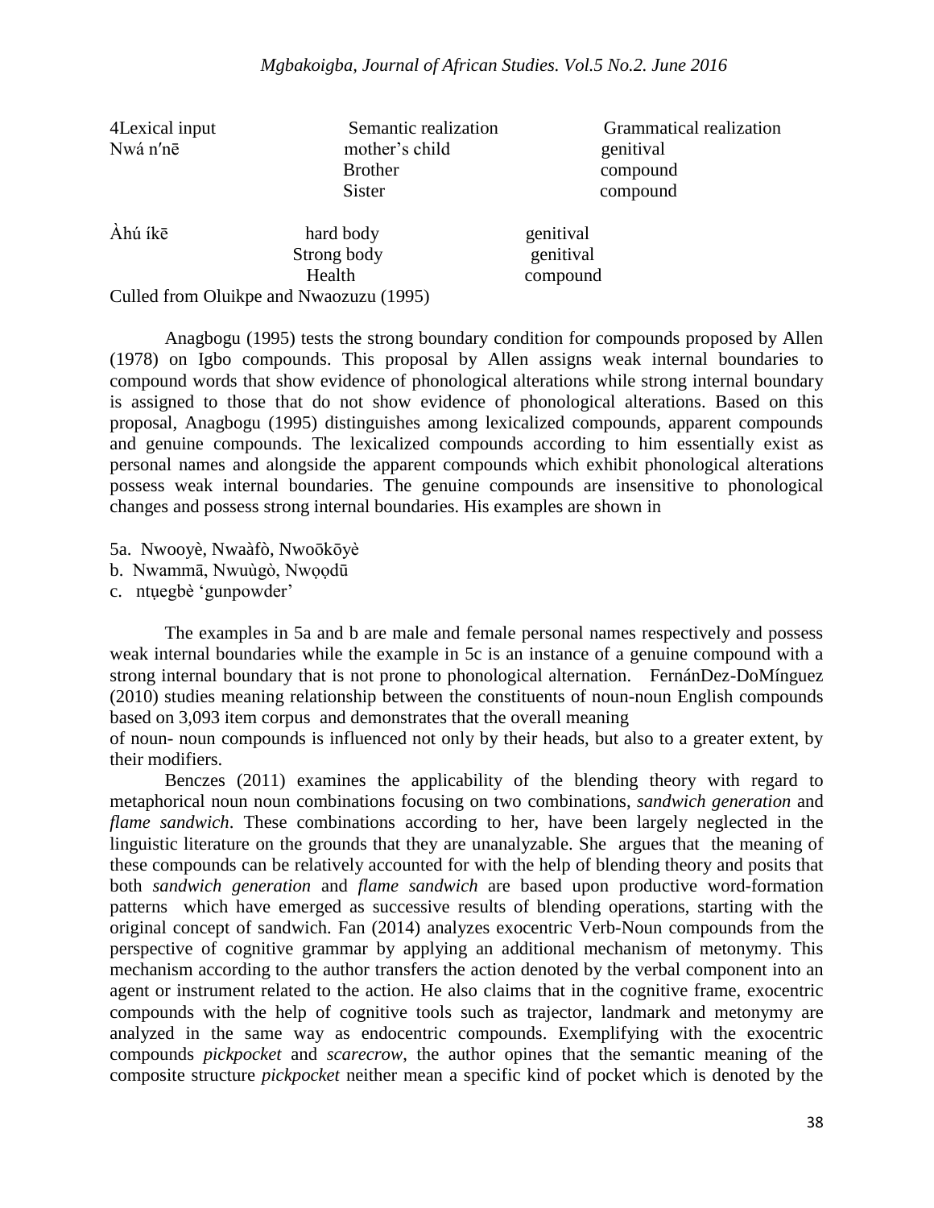| 4Lexical input | Semantic realization | Grammatical realization |
|---|---|---|
| Nwá n′nē | mother's child | genitival |
| | Brother | compound |
| | Sister | compound |
| Àhú íkē | hard body | genitival |
| | Strong body | genitival |
| | Health | compound |

Culled from Oluikpe and Nwaozuzu (1995)

Anagbogu (1995) tests the strong boundary condition for compounds proposed by Allen (1978) on Igbo compounds. This proposal by Allen assigns weak internal boundaries to compound words that show evidence of phonological alterations while strong internal boundary is assigned to those that do not show evidence of phonological alterations. Based on this proposal, Anagbogu (1995) distinguishes among lexicalized compounds, apparent compounds and genuine compounds. The lexicalized compounds according to him essentially exist as personal names and alongside the apparent compounds which exhibit phonological alterations possess weak internal boundaries. The genuine compounds are insensitive to phonological changes and possess strong internal boundaries. His examples are shown in

5a. Nwooyè, Nwaàfò, Nwoōkōyè
b. Nwammā, Nwuùgò, Nwọọdū
c. ntụegbè 'gunpowder'

The examples in 5a and b are male and female personal names respectively and possess weak internal boundaries while the example in 5c is an instance of a genuine compound with a strong internal boundary that is not prone to phonological alternation. FernánDez-DoMínguez (2010) studies meaning relationship between the constituents of noun-noun English compounds based on 3,093 item corpus and demonstrates that the overall meaning of noun- noun compounds is influenced not only by their heads, but also to a greater extent, by their modifiers.

Benczes (2011) examines the applicability of the blending theory with regard to metaphorical noun noun combinations focusing on two combinations, *sandwich generation* and *flame sandwich*. These combinations according to her, have been largely neglected in the linguistic literature on the grounds that they are unanalyzable. She argues that the meaning of these compounds can be relatively accounted for with the help of blending theory and posits that both *sandwich generation* and *flame sandwich* are based upon productive word-formation patterns which have emerged as successive results of blending operations, starting with the original concept of sandwich. Fan (2014) analyzes exocentric Verb-Noun compounds from the perspective of cognitive grammar by applying an additional mechanism of metonymy. This mechanism according to the author transfers the action denoted by the verbal component into an agent or instrument related to the action. He also claims that in the cognitive frame, exocentric compounds with the help of cognitive tools such as trajector, landmark and metonymy are analyzed in the same way as endocentric compounds. Exemplifying with the exocentric compounds *pickpocket* and *scarecrow*, the author opines that the semantic meaning of the composite structure *pickpocket* neither mean a specific kind of pocket which is denoted by the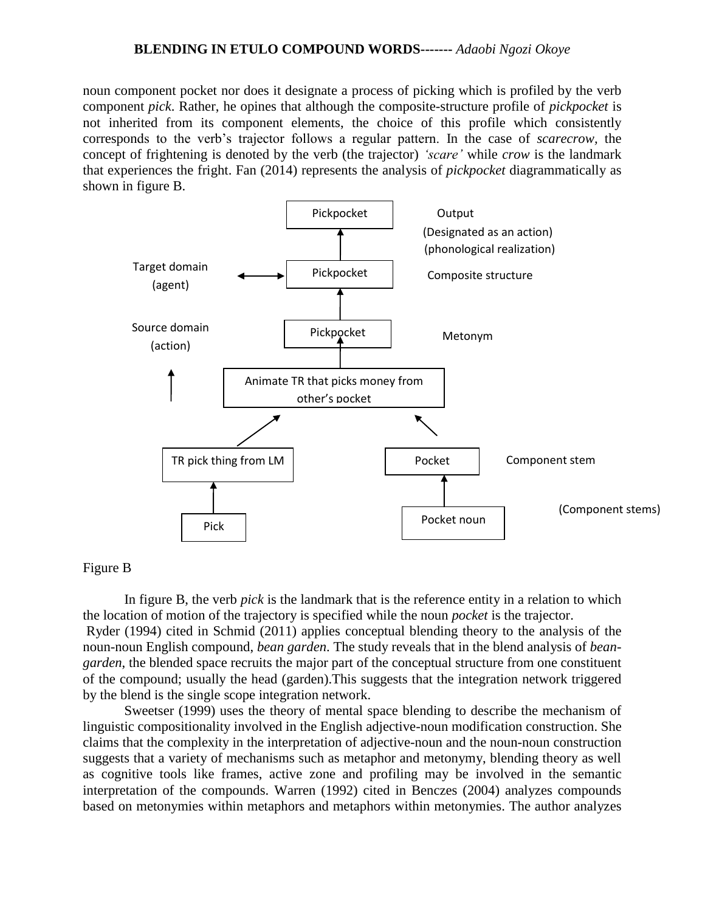noun component pocket nor does it designate a process of picking which is profiled by the verb component *pick*. Rather, he opines that although the composite-structure profile of *pickpocket* is not inherited from its component elements, the choice of this profile which consistently corresponds to the verb's trajector follows a regular pattern. In the case of *scarecrow*, the concept of frightening is denoted by the verb (the trajector) *'scare'* while *crow* is the landmark that experiences the fright. Fan (2014) represents the analysis of *pickpocket* diagrammatically as shown in figure B.

Figure B

In figure B, the verb *pick* is the landmark that is the reference entity in a relation to which the location of motion of the trajectory is specified while the noun *pocket* is the trajector.

Ryder (1994) cited in Schmid (2011) applies conceptual blending theory to the analysis of the noun-noun English compound, *bean garden*. The study reveals that in the blend analysis of *bean-garden*, the blended space recruits the major part of the conceptual structure from one constituent of the compound; usually the head (garden).This suggests that the integration network triggered by the blend is the single scope integration network.

Sweetser (1999) uses the theory of mental space blending to describe the mechanism of linguistic compositionality involved in the English adjective-noun modification construction. She claims that the complexity in the interpretation of adjective-noun and the noun-noun construction suggests that a variety of mechanisms such as metaphor and metonymy, blending theory as well as cognitive tools like frames, active zone and profiling may be involved in the semantic interpretation of the compounds. Warren (1992) cited in Benczes (2004) analyzes compounds based on metonymies within metaphors and metaphors within metonymies. The author analyzes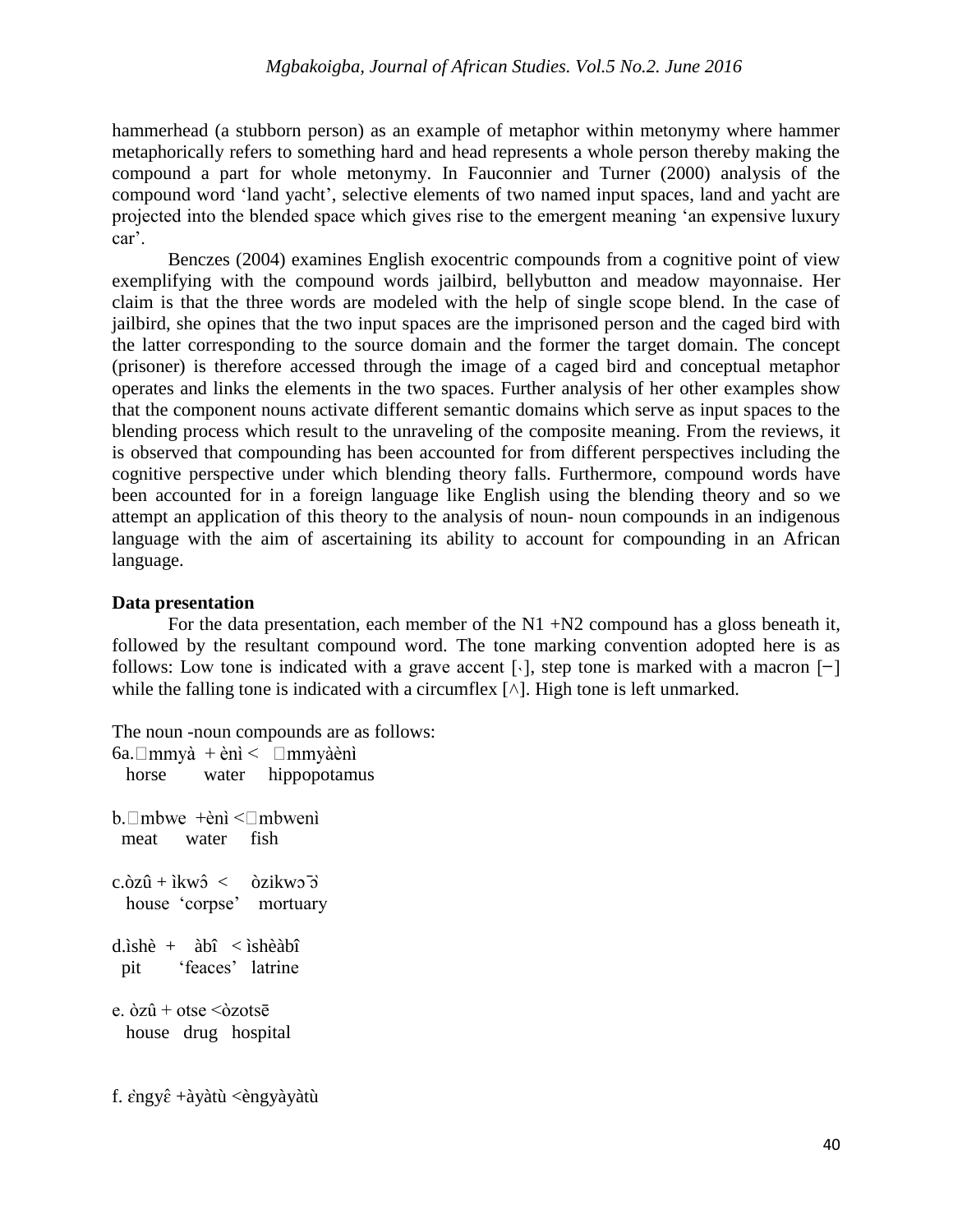hammerhead (a stubborn person) as an example of metaphor within metonymy where hammer metaphorically refers to something hard and head represents a whole person thereby making the compound a part for whole metonymy. In Fauconnier and Turner (2000) analysis of the compound word 'land yacht', selective elements of two named input spaces, land and yacht are projected into the blended space which gives rise to the emergent meaning 'an expensive luxury car'.

Benczes (2004) examines English exocentric compounds from a cognitive point of view exemplifying with the compound words jailbird, bellybutton and meadow mayonnaise. Her claim is that the three words are modeled with the help of single scope blend. In the case of jailbird, she opines that the two input spaces are the imprisoned person and the caged bird with the latter corresponding to the source domain and the former the target domain. The concept (prisoner) is therefore accessed through the image of a caged bird and conceptual metaphor operates and links the elements in the two spaces. Further analysis of her other examples show that the component nouns activate different semantic domains which serve as input spaces to the blending process which result to the unraveling of the composite meaning. From the reviews, it is observed that compounding has been accounted for from different perspectives including the cognitive perspective under which blending theory falls. Furthermore, compound words have been accounted for in a foreign language like English using the blending theory and so we attempt an application of this theory to the analysis of noun- noun compounds in an indigenous language with the aim of ascertaining its ability to account for compounding in an African language.

**Data presentation**

For the data presentation, each member of the N1 +N2 compound has a gloss beneath it, followed by the resultant compound word. The tone marking convention adopted here is as follows: Low tone is indicated with a grave accent [ˎ], step tone is marked with a macron [−] while the falling tone is indicated with a circumflex [^]. High tone is left unmarked.

The noun -noun compounds are as follows:

6a. mmyà + ènì < mmyàènì
horse water hippopotamus

b. mbwe +ènì < mbwenì
meat water fish

c.òzû + ìkwɔ̂ < òzikwɔ̄ɔ̂
house 'corpse' mortuary

d.ìshè + àbî < ìshèàbî
pit 'feaces' latrine

e. òzû + otse <òzotsē
house drug hospital

f. ɛ̀ngyɛ̂ +àyàtù <èngyàyàtù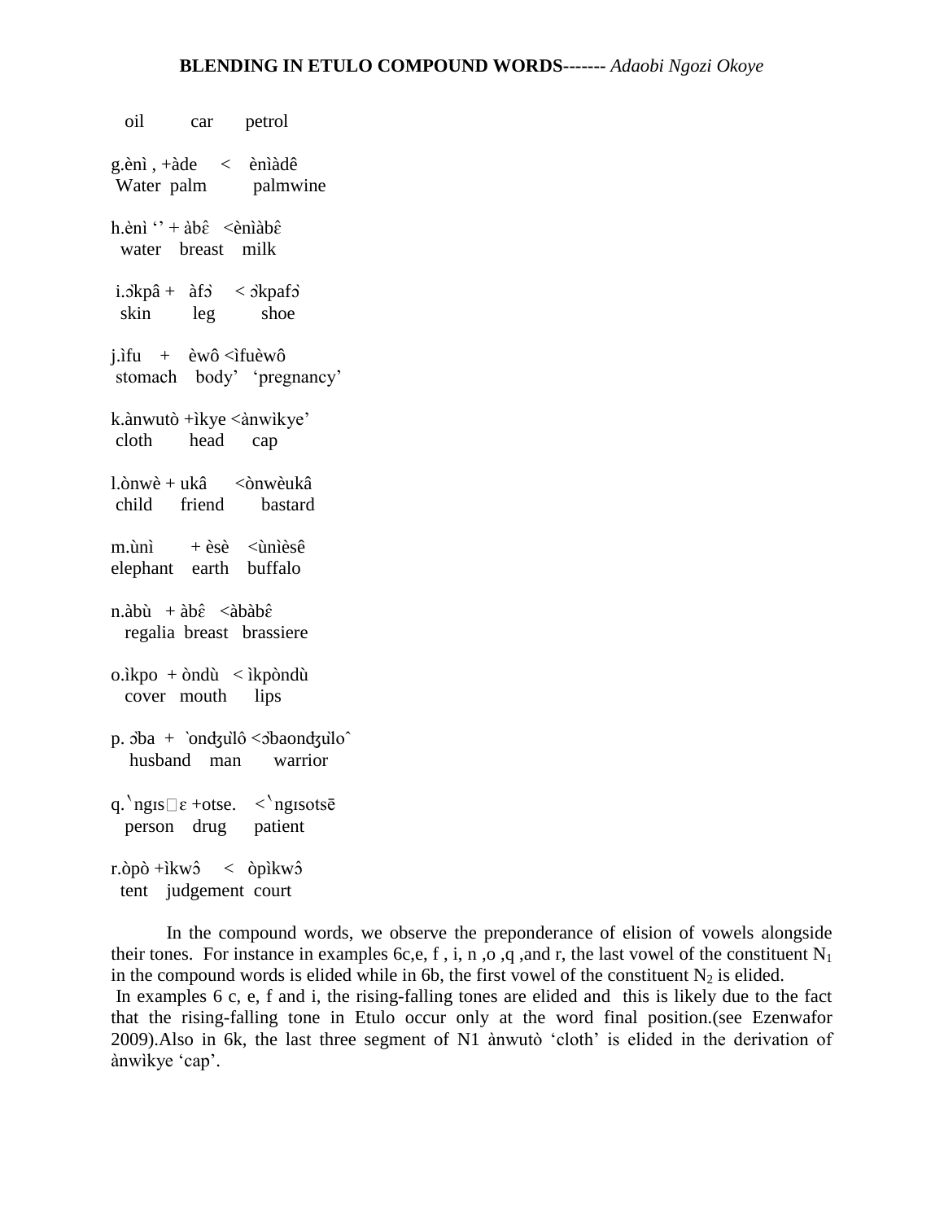oil car petrol

g.ènì , +àde < ènìàdê
Water palm palmwine

h.ènì ʻʼ + àbɛ̂ <ènìàbɛ̂
water breast milk

i.ɔkpâ + àfɔ̂ < ɔkpafɔ̂
skin leg shoe

j.ìfu + èwô <ìfuèwô
stomach body' 'pregnancy'

k.ànwutò +ìkye <ànwìkye'
cloth head cap

l.ònwè + ukâ <ònwèukâ
child friend bastard

m.ùnì + èsè <ùnìèsê
elephant earth buffalo

n.àbù + àbɛ̂ <àbàbɛ̂
regalia breast brassiere

o.ìkpo + òndù < ìkpòndù
cover mouth lips

p. ɔ̀ba + `onʤu̓lô <ɔ̀baonʤu̓loˆ
husband man warrior

q.ˋngɪs□ɛ +otse. <ˋngɪsotsē
person drug patient

r.òpò +ìkwɔ̂ < òpìkwɔ̂
tent judgement court

In the compound words, we observe the preponderance of elision of vowels alongside their tones. For instance in examples 6c,e, f , i, n ,o ,q ,and r, the last vowel of the constituent $N_1$ in the compound words is elided while in 6b, the first vowel of the constituent $N_2$ is elided.
In examples 6 c, e, f and i, the rising-falling tones are elided and this is likely due to the fact that the rising-falling tone in Etulo occur only at the word final position.(see Ezenwafor 2009).Also in 6k, the last three segment of N1 ànwutò 'cloth' is elided in the derivation of ànwìkye 'cap'.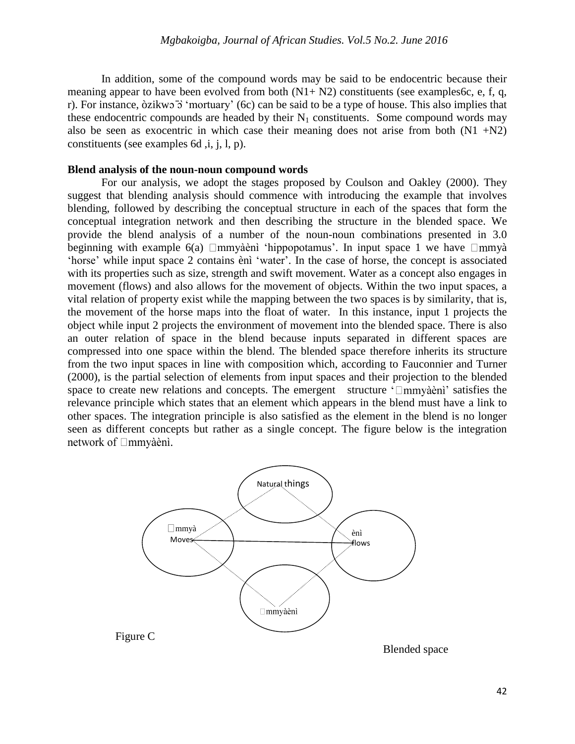In addition, some of the compound words may be said to be endocentric because their meaning appear to have been evolved from both (N1+ N2) constituents (see examples6c, e, f, q, r). For instance, òzikwɔ̄ɔ̀ 'mortuary' (6c) can be said to be a type of house. This also implies that these endocentric compounds are headed by their $N_1$ constituents. Some compound words may also be seen as exocentric in which case their meaning does not arise from both (N1 +N2) constituents (see examples 6d ,i, j, l, p).

**Blend analysis of the noun-noun compound words**

For our analysis, we adopt the stages proposed by Coulson and Oakley (2000). They suggest that blending analysis should commence with introducing the example that involves blending, followed by describing the conceptual structure in each of the spaces that form the conceptual integration network and then describing the structure in the blended space. We provide the blend analysis of a number of the noun-noun combinations presented in 3.0 beginning with example 6(a) □mmyàènì 'hippopotamus'. In input space 1 we have □mmyà 'horse' while input space 2 contains ènì 'water'. In the case of horse, the concept is associated with its properties such as size, strength and swift movement. Water as a concept also engages in movement (flows) and also allows for the movement of objects. Within the two input spaces, a vital relation of property exist while the mapping between the two spaces is by similarity, that is, the movement of the horse maps into the float of water. In this instance, input 1 projects the object while input 2 projects the environment of movement into the blended space. There is also an outer relation of space in the blend because inputs separated in different spaces are compressed into one space within the blend. The blended space therefore inherits its structure from the two input spaces in line with composition which, according to Fauconnier and Turner (2000), is the partial selection of elements from input spaces and their projection to the blended space to create new relations and concepts. The emergent structure '□mmyàènì' satisfies the relevance principle which states that an element which appears in the blend must have a link to other spaces. The integration principle is also satisfied as the element in the blend is no longer seen as different concepts but rather as a single concept. The figure below is the integration network of □mmyàènì.

Natural things

□mmyà Moves

ènì flows

□mmyàènì

Figure C

Blended space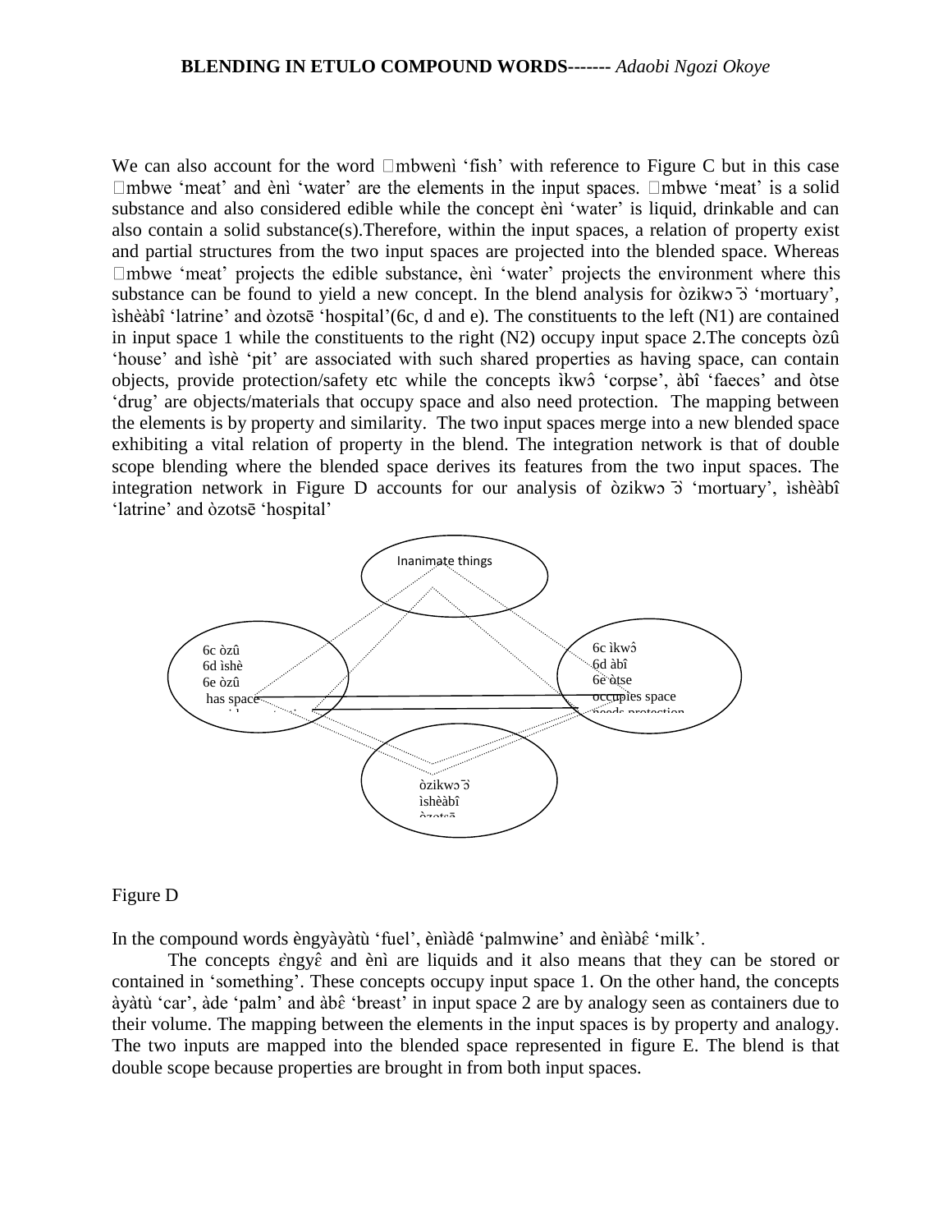We can also account for the word mbwenì ‘fish’ with reference to Figure C but in this case mbwe ‘meat’ and ènì ‘water’ are the elements in the input spaces. mbwe ‘meat’ is a solid substance and also considered edible while the concept ènì ‘water’ is liquid, drinkable and can also contain a solid substance(s).Therefore, within the input spaces, a relation of property exist and partial structures from the two input spaces are projected into the blended space. Whereas mbwe ‘meat’ projects the edible substance, ènì ‘water’ projects the environment where this substance can be found to yield a new concept. In the blend analysis for òzikwɔ̄ɔ̂ ‘mortuary’, ìshèàbî ‘latrine’ and òzotsē ‘hospital’(6c, d and e). The constituents to the left (N1) are contained in input space 1 while the constituents to the right (N2) occupy input space 2.The concepts òzû ‘house’ and ìshè ‘pit’ are associated with such shared properties as having space, can contain objects, provide protection/safety etc while the concepts ìkwɔ̂ ‘corpse’, àbî ‘faeces’ and òtse ‘drug’ are objects/materials that occupy space and also need protection. The mapping between the elements is by property and similarity. The two input spaces merge into a new blended space exhibiting a vital relation of property in the blend. The integration network is that of double scope blending where the blended space derives its features from the two input spaces. The integration network in Figure D accounts for our analysis of òzikwɔ̄ɔ̂ ‘mortuary’, ìshèàbî ‘latrine’ and òzotsē ‘hospital’

Inanimate things

6c òzû
6d ìshè
6e òzû
has space

6c ìkwɔ̂
6d àbî
6e òtse
occupies space
needs protection

òzikwɔ̄ɔ̂
ìshèàbî
òzotsē

Figure D

In the compound words èngyàyàtù ‘fuel’, ènìàdê ‘palmwine’ and ènìàbɛ̂ ‘milk’.

The concepts ɛ̀ngyɛ̂ and ènì are liquids and it also means that they can be stored or contained in ‘something’. These concepts occupy input space 1. On the other hand, the concepts àyàtù ‘car’, àde ‘palm’ and àbɛ̂ ‘breast’ in input space 2 are by analogy seen as containers due to their volume. The mapping between the elements in the input spaces is by property and analogy. The two inputs are mapped into the blended space represented in figure E. The blend is that double scope because properties are brought in from both input spaces.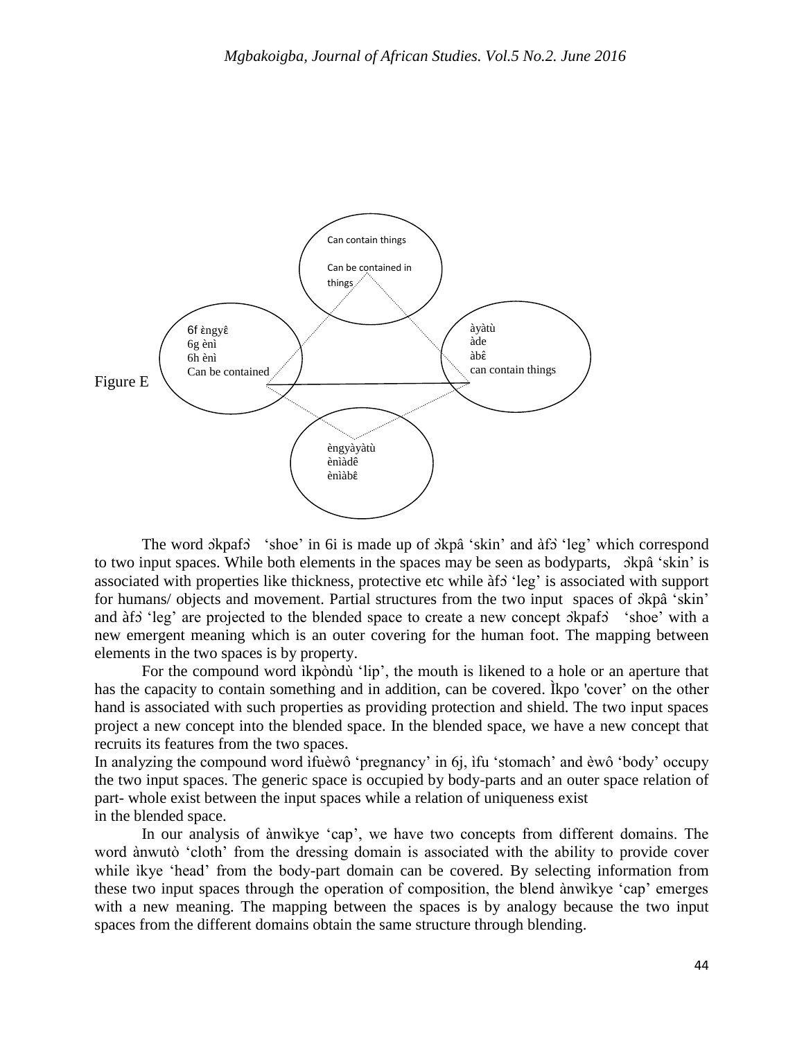Can contain things

Can be contained in things

6f èngyɛ̂
6g ènì
6h ènì
Can be contained

àyàtù
àde
àbɛ̂
can contain things

èngyàyàtù
ènìàdê
ènìàbɛ̂

Figure E

The word ɔ̀kpafɔ̀ 'shoe' in 6i is made up of ɔ̀kpâ 'skin' and àfɔ̀ 'leg' which correspond to two input spaces. While both elements in the spaces may be seen as bodyparts, ɔ̀kpâ 'skin' is associated with properties like thickness, protective etc while àfɔ̀ 'leg' is associated with support for humans/ objects and movement. Partial structures from the two input spaces of ɔ̀kpâ 'skin' and àfɔ̀ 'leg' are projected to the blended space to create a new concept ɔ̀kpafɔ̀ 'shoe' with a new emergent meaning which is an outer covering for the human foot. The mapping between elements in the two spaces is by property.

For the compound word ìkpòndù 'lip', the mouth is likened to a hole or an aperture that has the capacity to contain something and in addition, can be covered. Ìkpo 'cover' on the other hand is associated with such properties as providing protection and shield. The two input spaces project a new concept into the blended space. In the blended space, we have a new concept that recruits its features from the two spaces.

In analyzing the compound word ìfuèwô 'pregnancy' in 6j, ìfu 'stomach' and èwô 'body' occupy the two input spaces. The generic space is occupied by body-parts and an outer space relation of part- whole exist between the input spaces while a relation of uniqueness exist in the blended space.

In our analysis of ànwìkye 'cap', we have two concepts from different domains. The word ànwutò 'cloth' from the dressing domain is associated with the ability to provide cover while ìkye 'head' from the body-part domain can be covered. By selecting information from these two input spaces through the operation of composition, the blend ànwìkye 'cap' emerges with a new meaning. The mapping between the spaces is by analogy because the two input spaces from the different domains obtain the same structure through blending.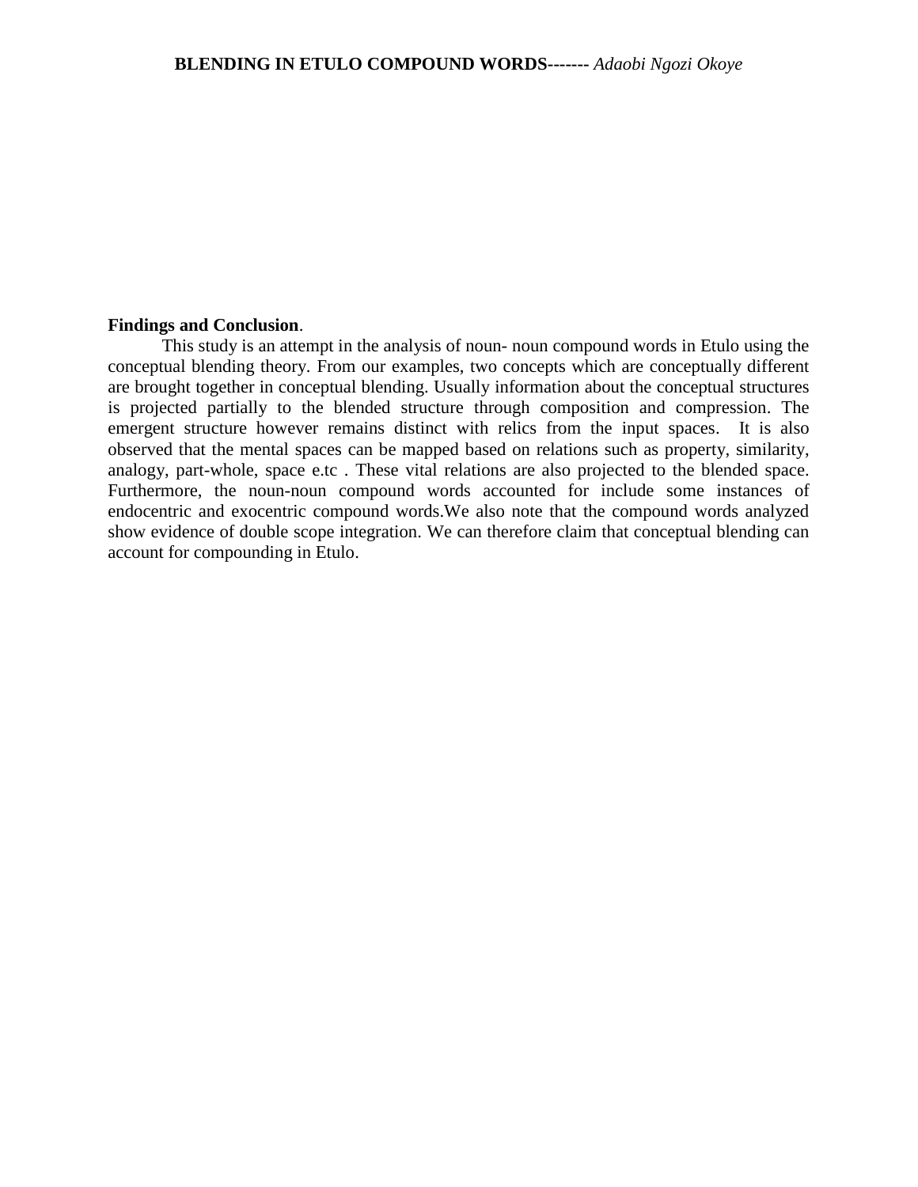**Findings and Conclusion**.

This study is an attempt in the analysis of noun- noun compound words in Etulo using the conceptual blending theory. From our examples, two concepts which are conceptually different are brought together in conceptual blending. Usually information about the conceptual structures is projected partially to the blended structure through composition and compression. The emergent structure however remains distinct with relics from the input spaces. It is also observed that the mental spaces can be mapped based on relations such as property, similarity, analogy, part-whole, space e.tc . These vital relations are also projected to the blended space. Furthermore, the noun-noun compound words accounted for include some instances of endocentric and exocentric compound words.We also note that the compound words analyzed show evidence of double scope integration. We can therefore claim that conceptual blending can account for compounding in Etulo.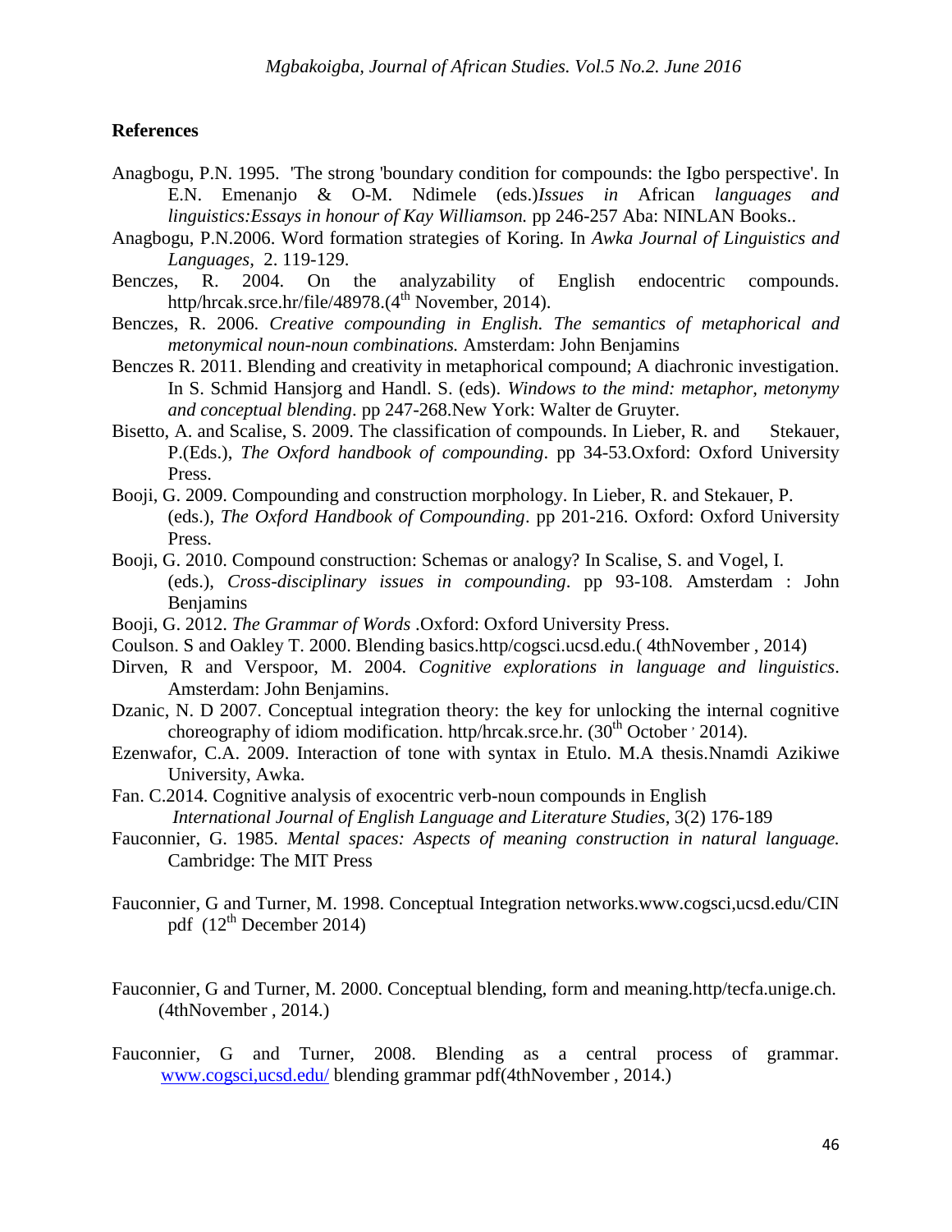**References**

Anagbogu, P.N. 1995. 'The strong 'boundary condition for compounds: the Igbo perspective'. In E.N. Emenanjo & O-M. Ndimele (eds.)*Issues in* African *languages and linguistics:Essays in honour of Kay Williamson.* pp 246-257 Aba: NINLAN Books..

Anagbogu, P.N.2006. Word formation strategies of Koring. In *Awka Journal of Linguistics and Languages*, 2. 119-129.

Benczes, R. 2004. On the analyzability of English endocentric compounds. http/hrcak.srce.hr/file/48978.(4th November, 2014).

Benczes, R. 2006. *Creative compounding in English. The semantics of metaphorical and metonymical noun-noun combinations.* Amsterdam: John Benjamins

Benczes R. 2011. Blending and creativity in metaphorical compound; A diachronic investigation. In S. Schmid Hansjorg and Handl. S. (eds). *Windows to the mind: metaphor, metonymy and conceptual blending*. pp 247-268.New York: Walter de Gruyter.

Bisetto, A. and Scalise, S. 2009. The classification of compounds. In Lieber, R. and Stekauer, P.(Eds.), *The Oxford handbook of compounding*. pp 34-53.Oxford: Oxford University Press.

Booji, G. 2009. Compounding and construction morphology. In Lieber, R. and Stekauer, P. (eds.), *The Oxford Handbook of Compounding*. pp 201-216. Oxford: Oxford University Press.

Booji, G. 2010. Compound construction: Schemas or analogy? In Scalise, S. and Vogel, I. (eds.), *Cross-disciplinary issues in compounding*. pp 93-108. Amsterdam : John Benjamins

Booji, G. 2012. *The Grammar of Words* .Oxford: Oxford University Press.

Coulson. S and Oakley T. 2000. Blending basics.http/cogsci.ucsd.edu.( 4thNovember , 2014)

Dirven, R and Verspoor, M. 2004. *Cognitive explorations in language and linguistics*. Amsterdam: John Benjamins.

Dzanic, N. D 2007. Conceptual integration theory: the key for unlocking the internal cognitive choreography of idiom modification. http/hrcak.srce.hr. (30th October , 2014).

Ezenwafor, C.A. 2009. Interaction of tone with syntax in Etulo. M.A thesis.Nnamdi Azikiwe University, Awka.

Fan. C.2014. Cognitive analysis of exocentric verb-noun compounds in English *International Journal of English Language and Literature Studies*, 3(2) 176-189

Fauconnier, G. 1985. *Mental spaces: Aspects of meaning construction in natural language.* Cambridge: The MIT Press

Fauconnier, G and Turner, M. 1998. Conceptual Integration networks.www.cogsci,ucsd.edu/CIN pdf (12th December 2014)

Fauconnier, G and Turner, M. 2000. Conceptual blending, form and meaning.http/tecfa.unige.ch. (4thNovember , 2014.)

Fauconnier, G and Turner, 2008. Blending as a central process of grammar. www.cogsci,ucsd.edu/ blending grammar pdf(4thNovember , 2014.)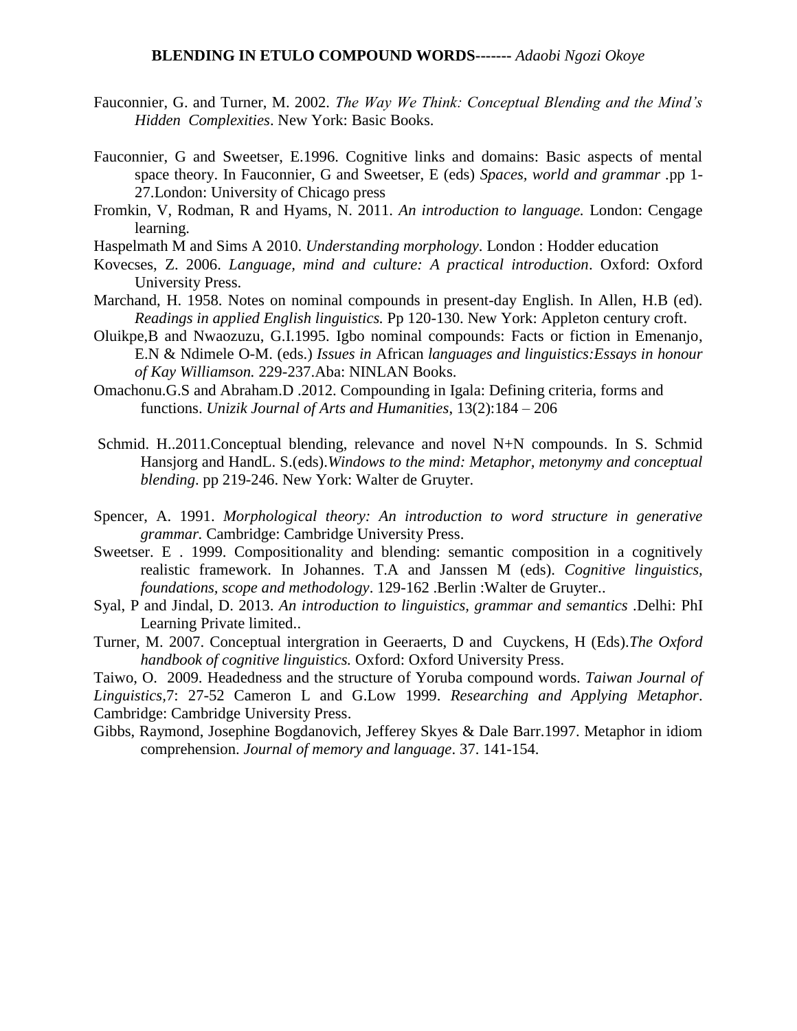Fauconnier, G. and Turner, M. 2002. *The Way We Think: Conceptual Blending and the Mind's Hidden Complexities*. New York: Basic Books.

Fauconnier, G and Sweetser, E.1996. Cognitive links and domains: Basic aspects of mental space theory. In Fauconnier, G and Sweetser, E (eds) *Spaces, world and grammar* .pp 1-27.London: University of Chicago press

Fromkin, V, Rodman, R and Hyams, N. 2011. *An introduction to language.* London: Cengage learning.

Haspelmath M and Sims A 2010. *Understanding morphology*. London : Hodder education

Kovecses, Z. 2006. *Language, mind and culture: A practical introduction*. Oxford: Oxford University Press.

Marchand, H. 1958. Notes on nominal compounds in present-day English. In Allen, H.B (ed). *Readings in applied English linguistics.* Pp 120-130. New York: Appleton century croft.

Oluikpe,B and Nwaozuzu, G.I.1995. Igbo nominal compounds: Facts or fiction in Emenanjo, E.N & Ndimele O-M. (eds.) *Issues in* African *languages and linguistics:Essays in honour of Kay Williamson.* 229-237.Aba: NINLAN Books.

Omachonu.G.S and Abraham.D .2012. Compounding in Igala: Defining criteria, forms and functions. *Unizik Journal of Arts and Humanities*, 13(2):184 – 206

Schmid. H..2011.Conceptual blending, relevance and novel N+N compounds. In S. Schmid Hansjorg and HandL. S.(eds).*Windows to the mind: Metaphor, metonymy and conceptual blending*. pp 219-246. New York: Walter de Gruyter.

Spencer, A. 1991. *Morphological theory: An introduction to word structure in generative grammar.* Cambridge: Cambridge University Press.

Sweetser. E . 1999. Compositionality and blending: semantic composition in a cognitively realistic framework. In Johannes. T.A and Janssen M (eds). *Cognitive linguistics, foundations, scope and methodology*. 129-162 .Berlin :Walter de Gruyter..

Syal, P and Jindal, D. 2013. *An introduction to linguistics, grammar and semantics* .Delhi: PhI Learning Private limited..

Turner, M. 2007. Conceptual intergration in Geeraerts, D and Cuyckens, H (Eds).*The Oxford handbook of cognitive linguistics.* Oxford: Oxford University Press.

Taiwo, O. 2009. Headedness and the structure of Yoruba compound words. *Taiwan Journal of Linguistics*,7: 27-52 Cameron L and G.Low 1999. *Researching and Applying Metaphor*. Cambridge: Cambridge University Press.

Gibbs, Raymond, Josephine Bogdanovich, Jefferey Skyes & Dale Barr.1997. Metaphor in idiom comprehension. *Journal of memory and language*. 37. 141-154.